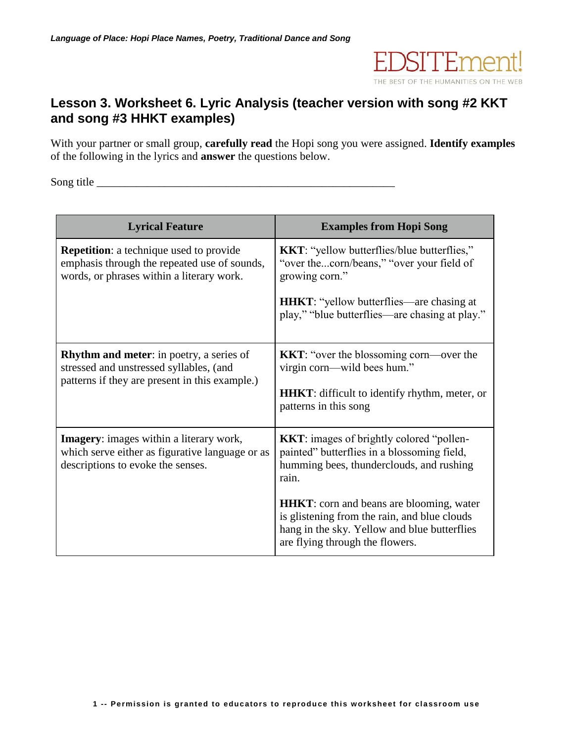## Lesson 3. Worksheet 6. Lyric Analysis (teacher version with song #2 KKT and song #3 HHKT examples)

With your partner or small group, **carefully read** the Hopi song you were assigned. **Identify examples** of the following in the lyrics and **answer** the questions below.

Song title _______________________________________________________

| Lyrical Feature | Examples from Hopi Song |
|---|---|
| **Repetition**: a technique used to provide emphasis through the repeated use of sounds, words, or phrases within a literary work. | **KKT**: "yellow butterflies/blue butterflies," "over the...corn/beans," "over your field of growing corn."<br><br>**HHKT**: "yellow butterflies—are chasing at play," "blue butterflies—are chasing at play." |
| **Rhythm and meter**: in poetry, a series of stressed and unstressed syllables, (and patterns if they are present in this example.) | **KKT**: "over the blossoming corn—over the virgin corn—wild bees hum."<br><br>**HHKT**: difficult to identify rhythm, meter, or patterns in this song |
| **Imagery**: images within a literary work, which serve either as figurative language or as descriptions to evoke the senses. | **KKT**: images of brightly colored "pollen-painted" butterflies in a blossoming field, humming bees, thunderclouds, and rushing rain.<br><br>**HHKT**: corn and beans are blooming, water is glistening from the rain, and blue clouds hang in the sky. Yellow and blue butterflies are flying through the flowers. |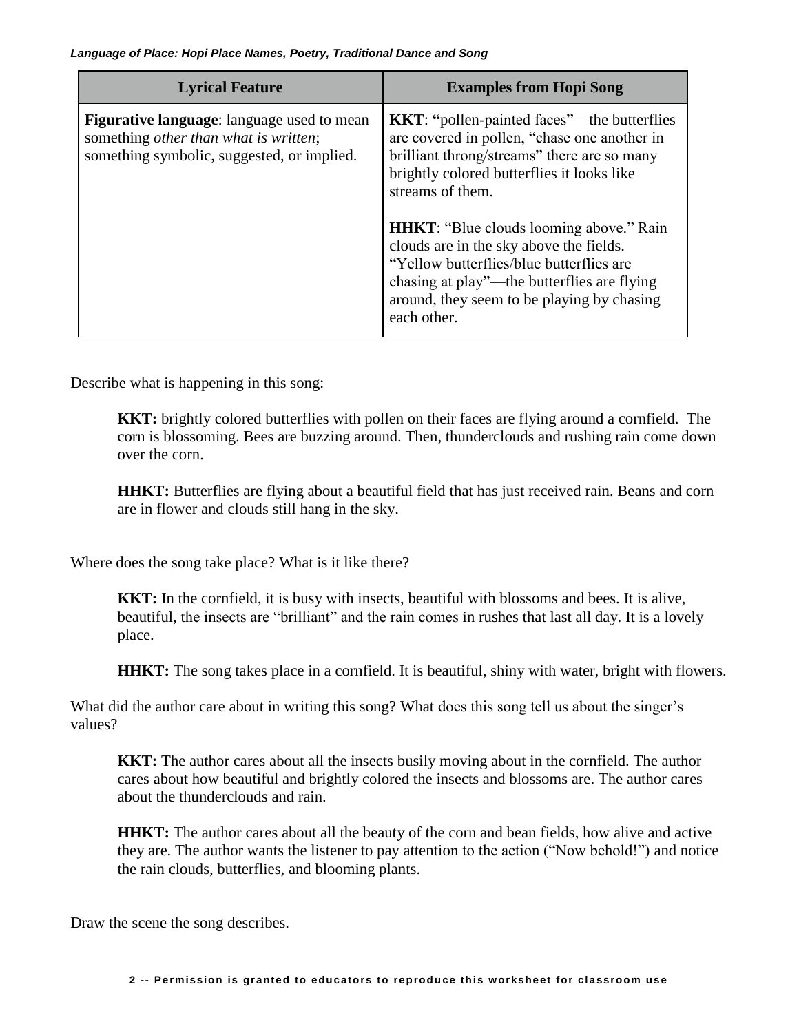| Lyrical Feature | Examples from Hopi Song |
|---|---|
| **Figurative language**: language used to mean something *other than what is written*; something symbolic, suggested, or implied. | **KKT**: **"**pollen-painted faces"—the butterflies are covered in pollen, "chase one another in brilliant throng/streams" there are so many brightly colored butterflies it looks like streams of them.<br><br>**HHKT**: " Blue clouds looming above." Rain clouds are in the sky above the fields. "Yellow butterflies/blue butterflies are chasing at play"—the butterflies are flying around, they seem to be playing by chasing each other. |

Describe what is happening in this song:

> **KKT:** brightly colored butterflies with pollen on their faces are flying around a cornfield. The corn is blossoming. Bees are buzzing around. Then, thunderclouds and rushing rain come down over the corn.
>
> **HHKT:** Butterflies are flying about a beautiful field that has just received rain. Beans and corn are in flower and clouds still hang in the sky.

Where does the song take place? What is it like there?

> **KKT:** In the cornfield, it is busy with insects, beautiful with blossoms and bees. It is alive, beautiful, the insects are "brilliant" and the rain comes in rushes that last all day. It is a lovely place.
>
> **HHKT:** The song takes place in a cornfield. It is beautiful, shiny with water, bright with flowers.

What did the author care about in writing this song? What does this song tell us about the singer's values?

> **KKT:** The author cares about all the insects busily moving about in the cornfield. The author cares about how beautiful and brightly colored the insects and blossoms are. The author cares about the thunderclouds and rain.
>
> **HHKT:** The author cares about all the beauty of the corn and bean fields, how alive and active they are. The author wants the listener to pay attention to the action ("Now behold!") and notice the rain clouds, butterflies, and blooming plants.

Draw the scene the song describes.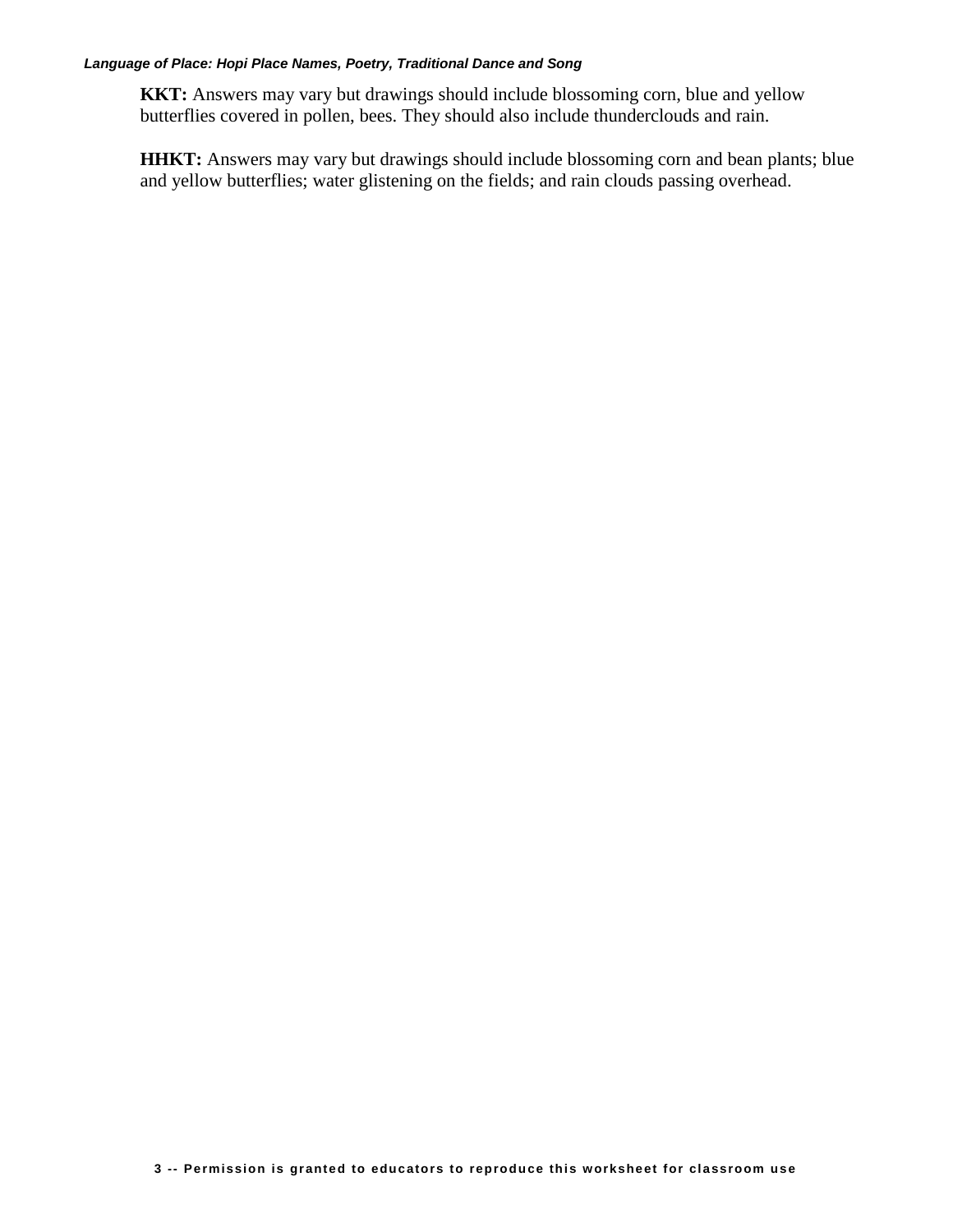**KKT:** Answers may vary but drawings should include blossoming corn, blue and yellow butterflies covered in pollen, bees. They should also include thunderclouds and rain.

**HHKT:** Answers may vary but drawings should include blossoming corn and bean plants; blue and yellow butterflies; water glistening on the fields; and rain clouds passing overhead.